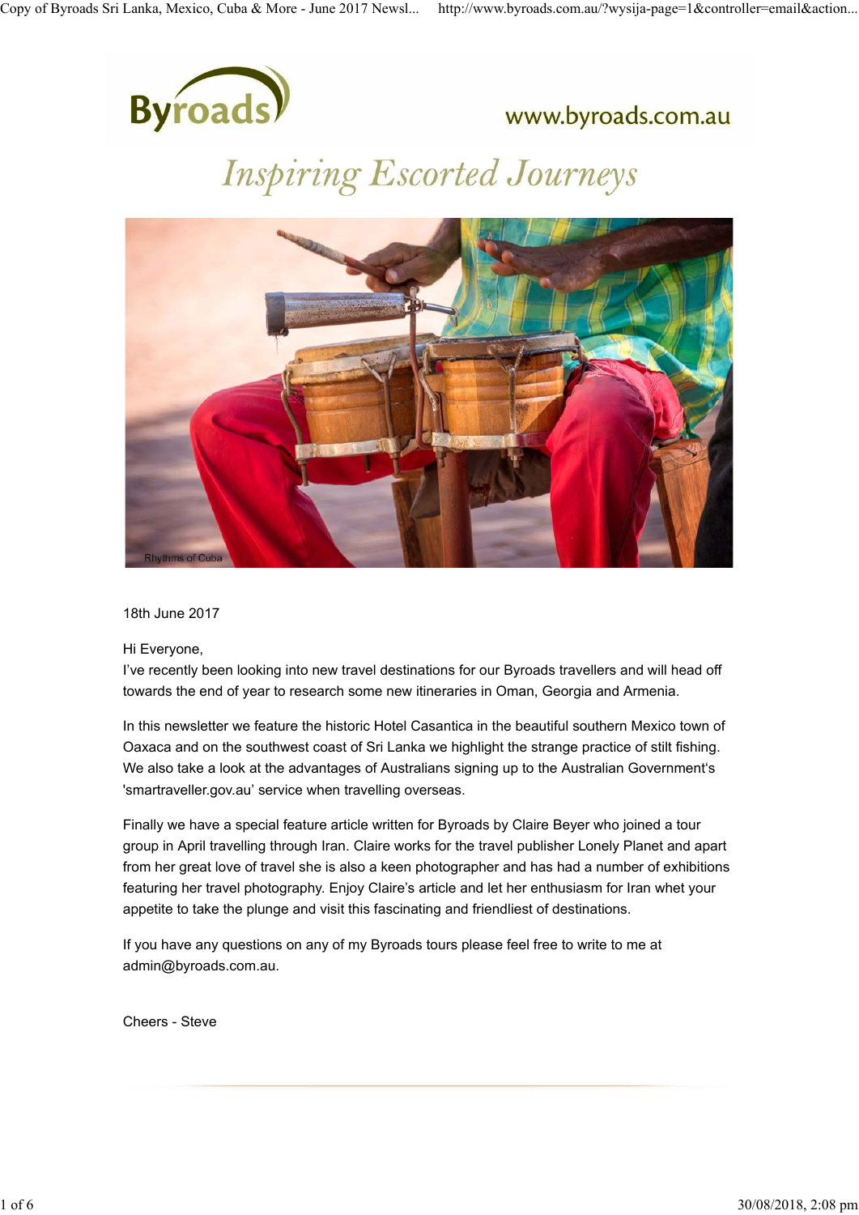Byroads

www.byroads.com.au

# *Inspiring Escorted Journeys*

Rhythms of Cuba

18th June 2017

Hi Everyone,

I've recently been looking into new travel destinations for our Byroads travellers and will head off towards the end of year to research some new itineraries in Oman, Georgia and Armenia.

In this newsletter we feature the historic Hotel Casantica in the beautiful southern Mexico town of Oaxaca and on the southwest coast of Sri Lanka we highlight the strange practice of stilt fishing. We also take a look at the advantages of Australians signing up to the Australian Government's 'smartraveller.gov.au' service when travelling overseas.

Finally we have a special feature article written for Byroads by Claire Beyer who joined a tour group in April travelling through Iran. Claire works for the travel publisher Lonely Planet and apart from her great love of travel she is also a keen photographer and has had a number of exhibitions featuring her travel photography. Enjoy Claire's article and let her enthusiasm for Iran whet your appetite to take the plunge and visit this fascinating and friendliest of destinations.

If you have any questions on any of my Byroads tours please feel free to write to me at admin@byroads.com.au.

Cheers - Steve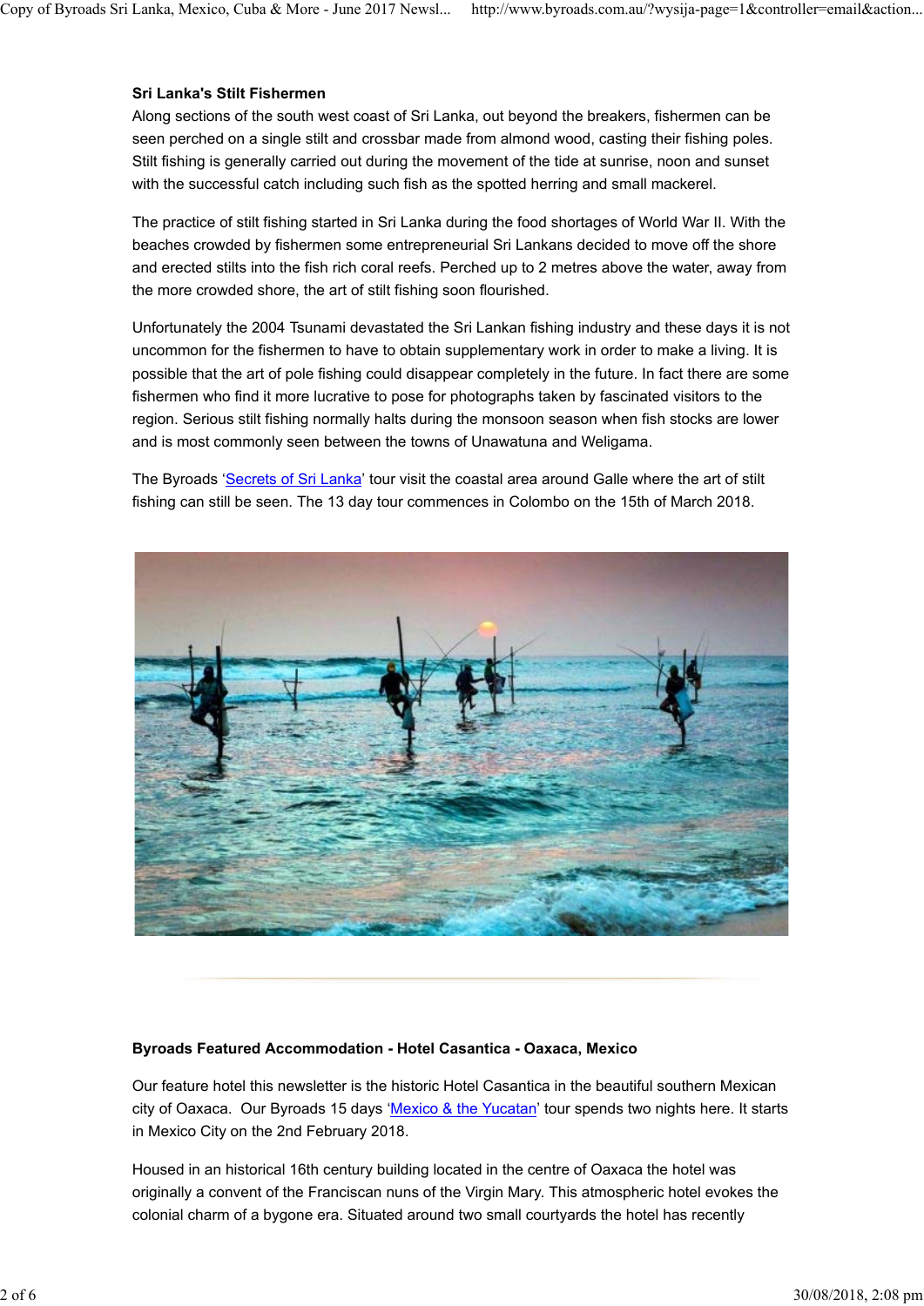**Sri Lanka's Stilt Fishermen**

Along sections of the south west coast of Sri Lanka, out beyond the breakers, fishermen can be seen perched on a single stilt and crossbar made from almond wood, casting their fishing poles. Stilt fishing is generally carried out during the movement of the tide at sunrise, noon and sunset with the successful catch including such fish as the spotted herring and small mackerel.

The practice of stilt fishing started in Sri Lanka during the food shortages of World War II. With the beaches crowded by fishermen some entrepreneurial Sri Lankans decided to move off the shore and erected stilts into the fish rich coral reefs. Perched up to 2 metres above the water, away from the more crowded shore, the art of stilt fishing soon flourished.

Unfortunately the 2004 Tsunami devastated the Sri Lankan fishing industry and these days it is not uncommon for the fishermen to have to obtain supplementary work in order to make a living. It is possible that the art of pole fishing could disappear completely in the future. In fact there are some fishermen who find it more lucrative to pose for photographs taken by fascinated visitors to the region. Serious stilt fishing normally halts during the monsoon season when fish stocks are lower and is most commonly seen between the towns of Unawatuna and Weligama.

The Byroads 'Secrets of Sri Lanka' tour visit the coastal area around Galle where the art of stilt fishing can still be seen. The 13 day tour commences in Colombo on the 15th of March 2018.

**Byroads Featured Accommodation - Hotel Casantica - Oaxaca, Mexico**

Our feature hotel this newsletter is the historic Hotel Casantica in the beautiful southern Mexican city of Oaxaca. Our Byroads 15 days 'Mexico & the Yucatan' tour spends two nights here. It starts in Mexico City on the 2nd February 2018.

Housed in an historical 16th century building located in the centre of Oaxaca the hotel was originally a convent of the Franciscan nuns of the Virgin Mary. This atmospheric hotel evokes the colonial charm of a bygone era. Situated around two small courtyards the hotel has recently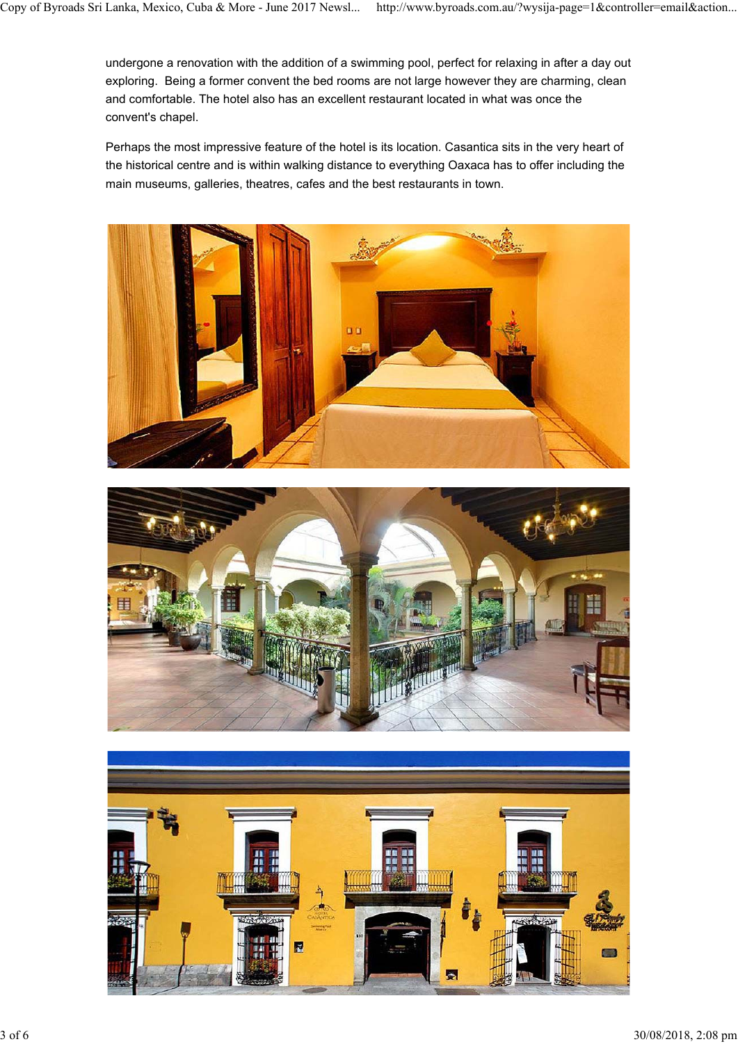undergone a renovation with the addition of a swimming pool, perfect for relaxing in after a day out exploring. Being a former convent the bed rooms are not large however they are charming, clean and comfortable. The hotel also has an excellent restaurant located in what was once the convent's chapel.

Perhaps the most impressive feature of the hotel is its location. Casantica sits in the very heart of the historical centre and is within walking distance to everything Oaxaca has to offer including the main museums, galleries, theatres, cafes and the best restaurants in town.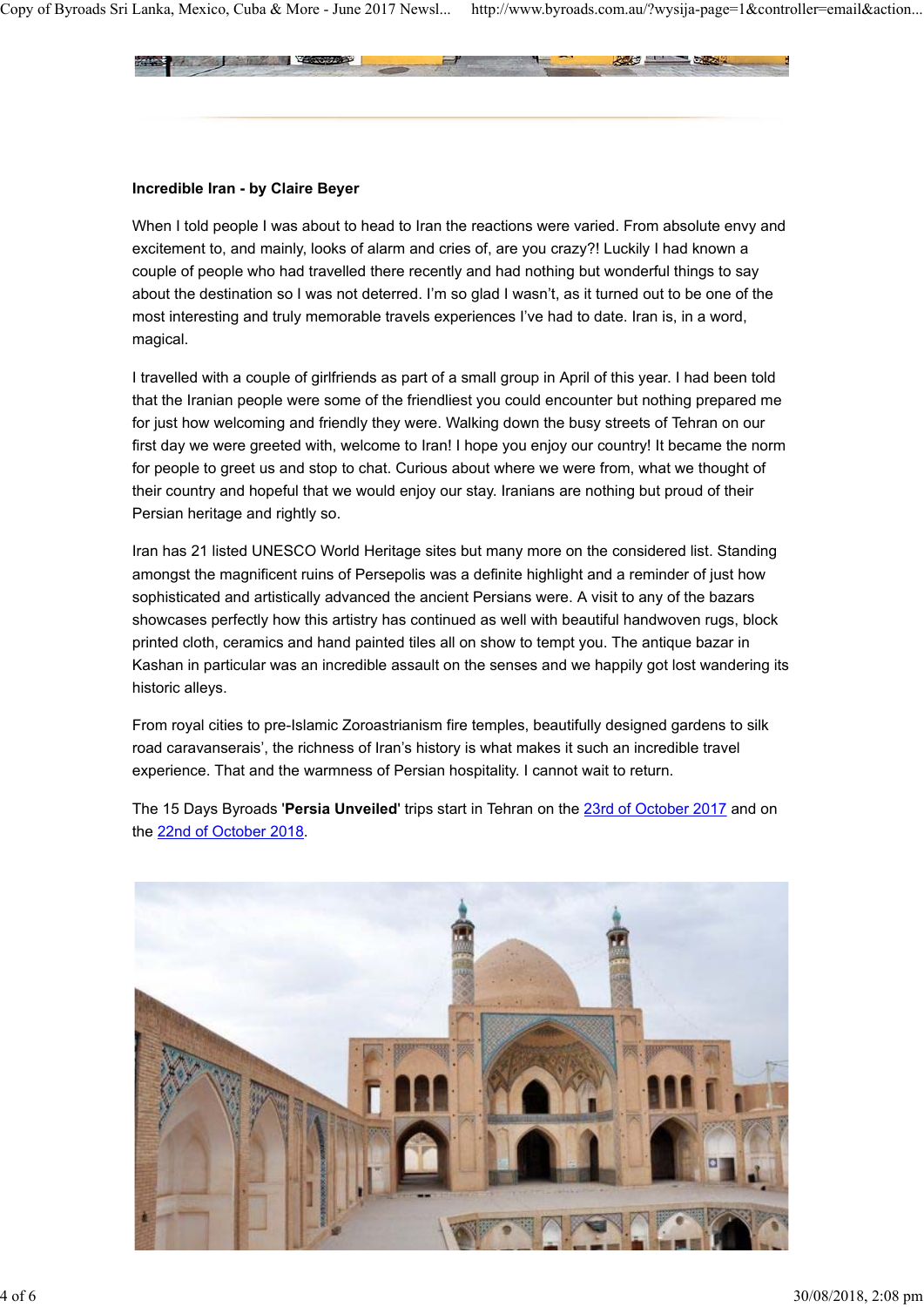**Incredible Iran - by Claire Beyer**

When I told people I was about to head to Iran the reactions were varied. From absolute envy and excitement to, and mainly, looks of alarm and cries of, are you crazy?! Luckily I had known a couple of people who had travelled there recently and had nothing but wonderful things to say about the destination so I was not deterred. I'm so glad I wasn't, as it turned out to be one of the most interesting and truly memorable travels experiences I've had to date. Iran is, in a word, magical.

I travelled with a couple of girlfriends as part of a small group in April of this year. I had been told that the Iranian people were some of the friendliest you could encounter but nothing prepared me for just how welcoming and friendly they were. Walking down the busy streets of Tehran on our first day we were greeted with, welcome to Iran! I hope you enjoy our country! It became the norm for people to greet us and stop to chat. Curious about where we were from, what we thought of their country and hopeful that we would enjoy our stay. Iranians are nothing but proud of their Persian heritage and rightly so.

Iran has 21 listed UNESCO World Heritage sites but many more on the considered list. Standing amongst the magnificent ruins of Persepolis was a definite highlight and a reminder of just how sophisticated and artistically advanced the ancient Persians were. A visit to any of the bazars showcases perfectly how this artistry has continued as well with beautiful handwoven rugs, block printed cloth, ceramics and hand painted tiles all on show to tempt you. The antique bazar in Kashan in particular was an incredible assault on the senses and we happily got lost wandering its historic alleys.

From royal cities to pre-Islamic Zoroastrianism fire temples, beautifully designed gardens to silk road caravanserais', the richness of Iran's history is what makes it such an incredible travel experience. That and the warmness of Persian hospitality. I cannot wait to return.

The 15 Days Byroads '**Persia Unveiled**' trips start in Tehran on the 23rd of October 2017 and on the 22nd of October 2018.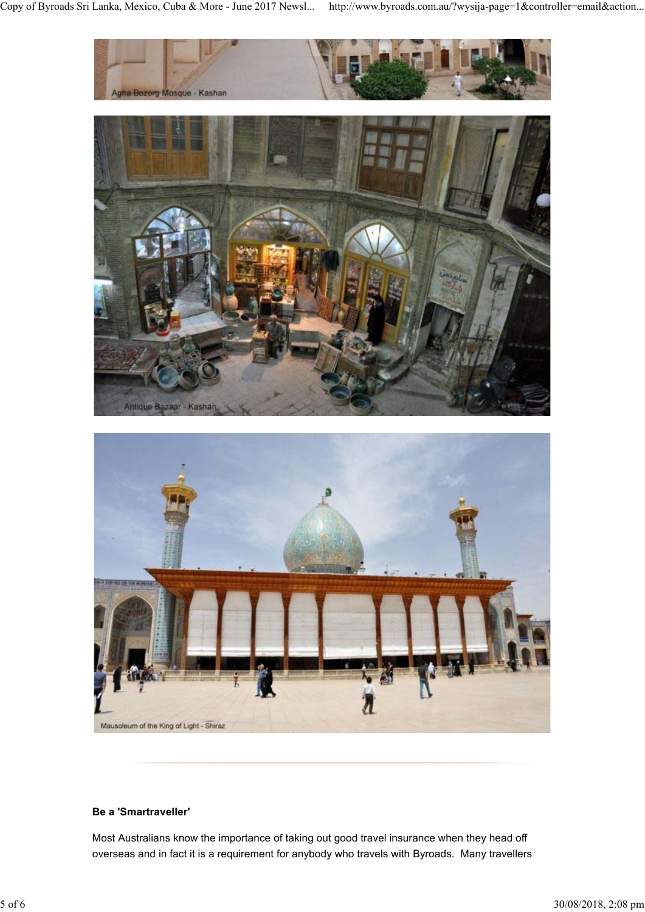Agha Bozorg Mosque - Kashan

Antique Bazaar - Kashan

Mausoleum of the King of Light - Shiraz

**Be a 'Smartraveller'**

Most Australians know the importance of taking out good travel insurance when they head off overseas and in fact it is a requirement for anybody who travels with Byroads. Many travellers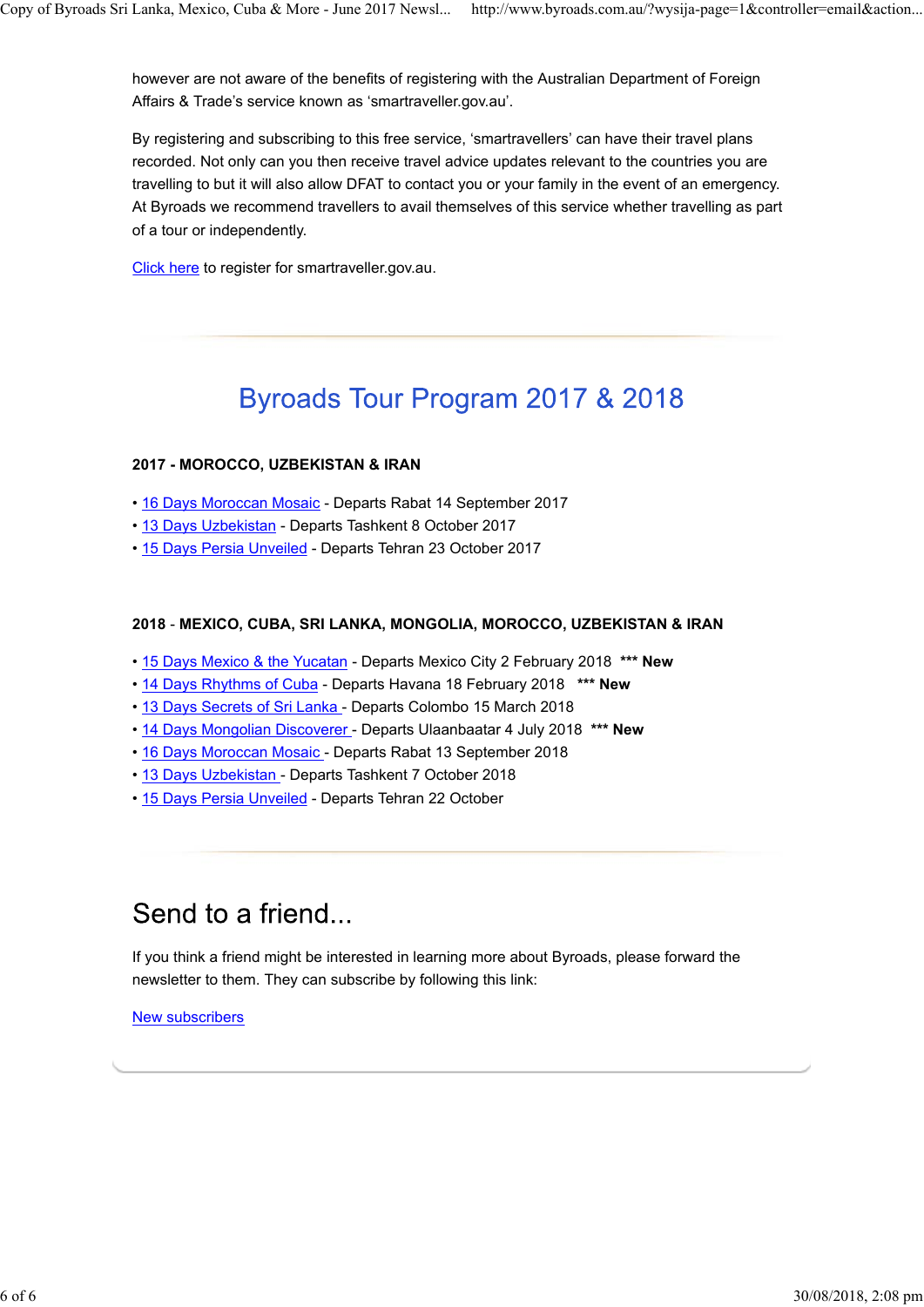however are not aware of the benefits of registering with the Australian Department of Foreign Affairs & Trade's service known as 'smartraveller.gov.au'.

By registering and subscribing to this free service, 'smartravellers' can have their travel plans recorded. Not only can you then receive travel advice updates relevant to the countries you are travelling to but it will also allow DFAT to contact you or your family in the event of an emergency. At Byroads we recommend travellers to avail themselves of this service whether travelling as part of a tour or independently.

Click here to register for smartraveller.gov.au.

---

# Byroads Tour Program 2017 & 2018

**2017 - MOROCCO, UZBEKISTAN & IRAN**

- 16 Days Moroccan Mosaic - Departs Rabat 14 September 2017
- 13 Days Uzbekistan - Departs Tashkent 8 October 2017
- 15 Days Persia Unveiled - Departs Tehran 23 October 2017

**2018 - MEXICO, CUBA, SRI LANKA, MONGOLIA, MOROCCO, UZBEKISTAN & IRAN**

- 15 Days Mexico & the Yucatan - Departs Mexico City 2 February 2018 *** **New**
- 14 Days Rhythms of Cuba - Departs Havana 18 February 2018 *** **New**
- 13 Days Secrets of Sri Lanka - Departs Colombo 15 March 2018
- 14 Days Mongolian Discoverer - Departs Ulaanbaatar 4 July 2018 *** **New**
- 16 Days Moroccan Mosaic - Departs Rabat 13 September 2018
- 13 Days Uzbekistan - Departs Tashkent 7 October 2018
- 15 Days Persia Unveiled - Departs Tehran 22 October

---

# Send to a friend...

If you think a friend might be interested in learning more about Byroads, please forward the newsletter to them. They can subscribe by following this link:

New subscribers